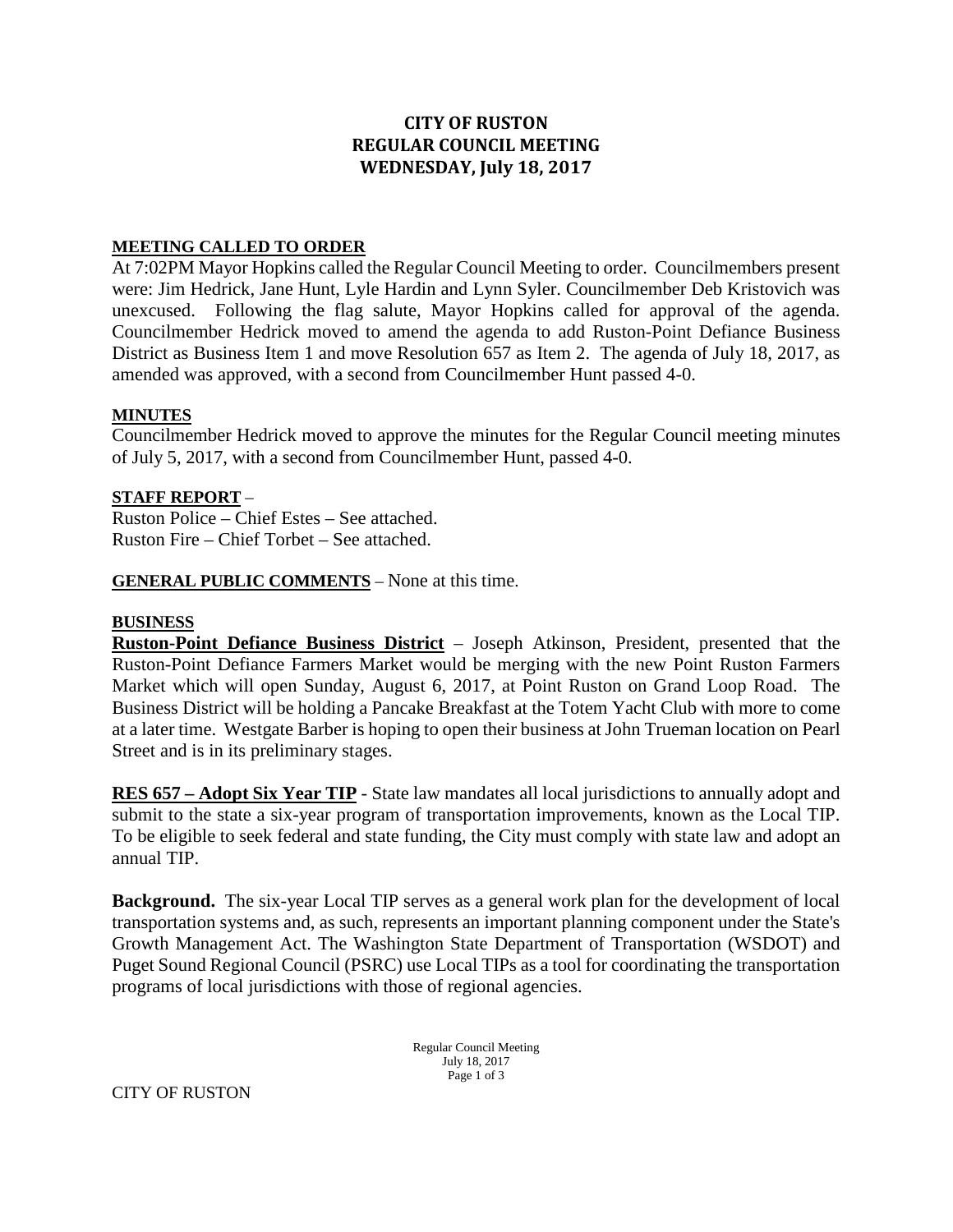# CITY OF RUSTON
## REGULAR COUNCIL MEETING
## WEDNESDAY, July 18, 2017

**MEETING CALLED TO ORDER**

At 7:02PM Mayor Hopkins called the Regular Council Meeting to order. Councilmembers present were: Jim Hedrick, Jane Hunt, Lyle Hardin and Lynn Syler. Councilmember Deb Kristovich was unexcused. Following the flag salute, Mayor Hopkins called for approval of the agenda. Councilmember Hedrick moved to amend the agenda to add Ruston-Point Defiance Business District as Business Item 1 and move Resolution 657 as Item 2. The agenda of July 18, 2017, as amended was approved, with a second from Councilmember Hunt passed 4-0.

**MINUTES**

Councilmember Hedrick moved to approve the minutes for the Regular Council meeting minutes of July 5, 2017, with a second from Councilmember Hunt, passed 4-0.

**STAFF REPORT** –

Ruston Police – Chief Estes – See attached.
Ruston Fire – Chief Torbet – See attached.

**GENERAL PUBLIC COMMENTS** – None at this time.

**BUSINESS**

**Ruston-Point Defiance Business District** – Joseph Atkinson, President, presented that the Ruston-Point Defiance Farmers Market would be merging with the new Point Ruston Farmers Market which will open Sunday, August 6, 2017, at Point Ruston on Grand Loop Road. The Business District will be holding a Pancake Breakfast at the Totem Yacht Club with more to come at a later time. Westgate Barber is hoping to open their business at John Trueman location on Pearl Street and is in its preliminary stages.

**RES 657 – Adopt Six Year TIP** - State law mandates all local jurisdictions to annually adopt and submit to the state a six-year program of transportation improvements, known as the Local TIP. To be eligible to seek federal and state funding, the City must comply with state law and adopt an annual TIP.

**Background.** The six-year Local TIP serves as a general work plan for the development of local transportation systems and, as such, represents an important planning component under the State's Growth Management Act. The Washington State Department of Transportation (WSDOT) and Puget Sound Regional Council (PSRC) use Local TIPs as a tool for coordinating the transportation programs of local jurisdictions with those of regional agencies.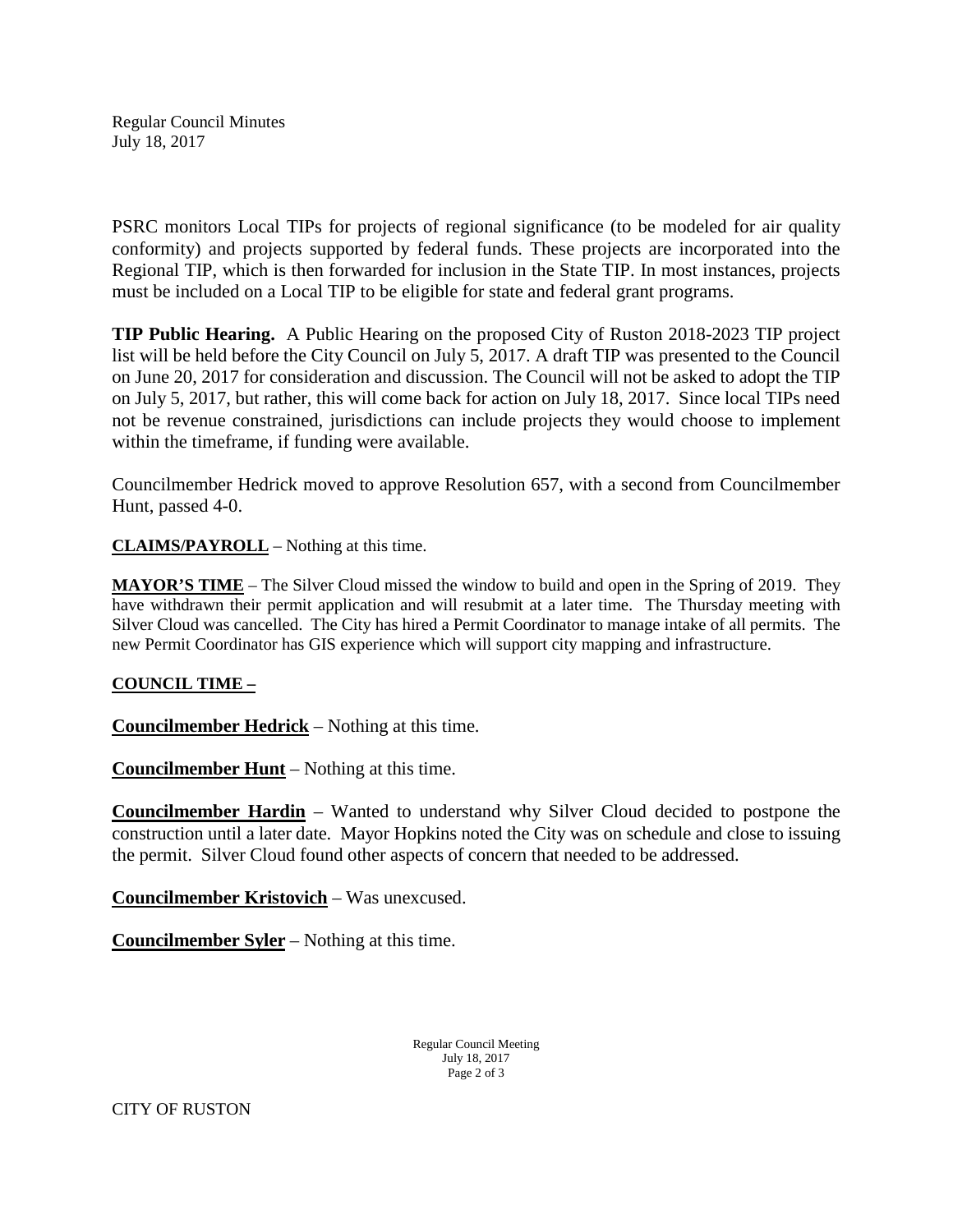PSRC monitors Local TIPs for projects of regional significance (to be modeled for air quality conformity) and projects supported by federal funds. These projects are incorporated into the Regional TIP, which is then forwarded for inclusion in the State TIP. In most instances, projects must be included on a Local TIP to be eligible for state and federal grant programs.

**TIP Public Hearing.** A Public Hearing on the proposed City of Ruston 2018-2023 TIP project list will be held before the City Council on July 5, 2017. A draft TIP was presented to the Council on June 20, 2017 for consideration and discussion. The Council will not be asked to adopt the TIP on July 5, 2017, but rather, this will come back for action on July 18, 2017. Since local TIPs need not be revenue constrained, jurisdictions can include projects they would choose to implement within the timeframe, if funding were available.

Councilmember Hedrick moved to approve Resolution 657, with a second from Councilmember Hunt, passed 4-0.

**CLAIMS/PAYROLL** – Nothing at this time.

**MAYOR'S TIME** – The Silver Cloud missed the window to build and open in the Spring of 2019. They have withdrawn their permit application and will resubmit at a later time. The Thursday meeting with Silver Cloud was cancelled. The City has hired a Permit Coordinator to manage intake of all permits. The new Permit Coordinator has GIS experience which will support city mapping and infrastructure.

**COUNCIL TIME –**

**Councilmember Hedrick** – Nothing at this time.

**Councilmember Hunt** – Nothing at this time.

**Councilmember Hardin** – Wanted to understand why Silver Cloud decided to postpone the construction until a later date. Mayor Hopkins noted the City was on schedule and close to issuing the permit. Silver Cloud found other aspects of concern that needed to be addressed.

**Councilmember Kristovich** – Was unexcused.

**Councilmember Syler** – Nothing at this time.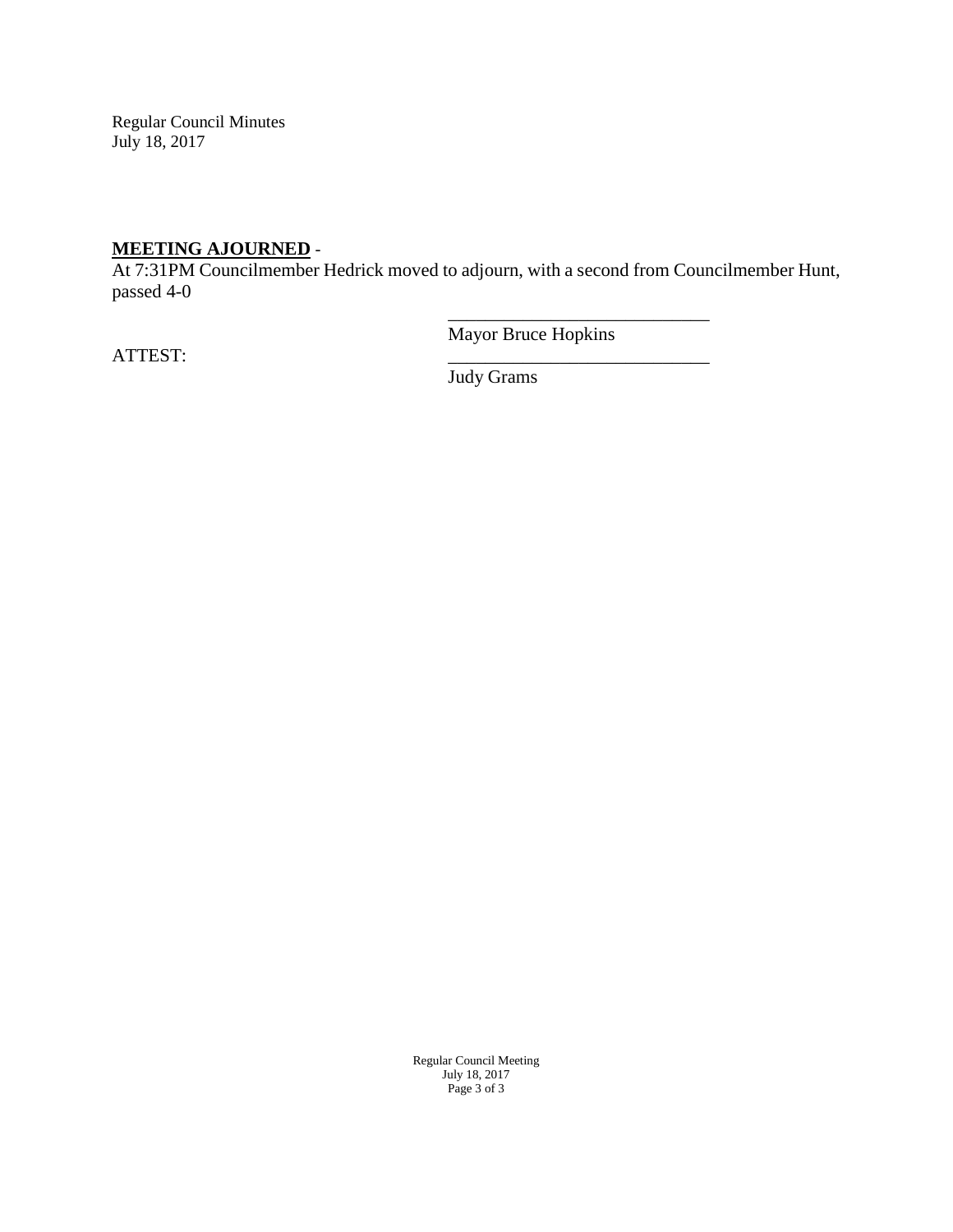**MEETING AJOURNED** -
At 7:31PM Councilmember Hedrick moved to adjourn, with a second from Councilmember Hunt, passed 4-0

_____________________________
Mayor Bruce Hopkins

ATTEST:

_____________________________
Judy Grams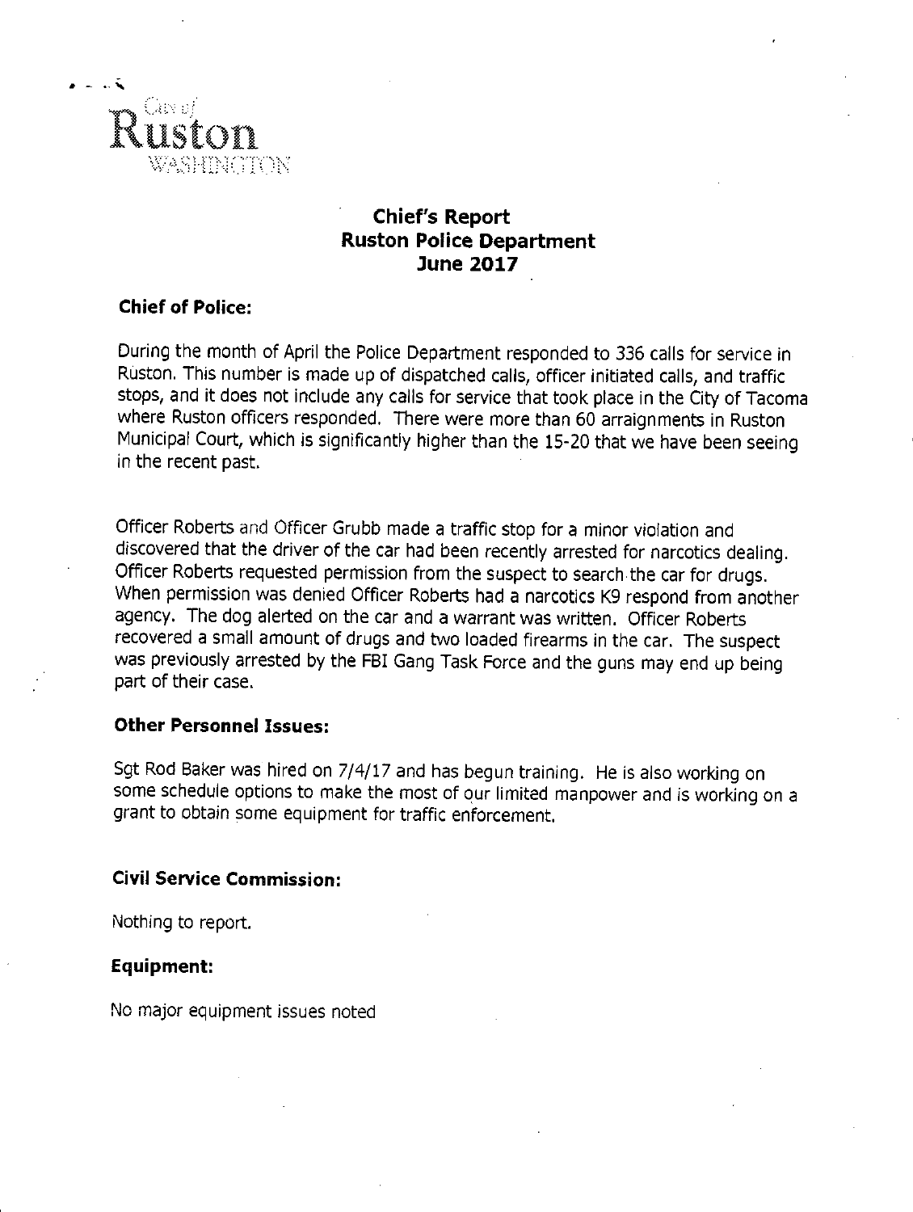City of
Ruston
WASHINGTON

# Chief's Report
# Ruston Police Department
# June 2017

## Chief of Police:

During the month of April the Police Department responded to 336 calls for service in Ruston. This number is made up of dispatched calls, officer initiated calls, and traffic stops, and it does not include any calls for service that took place in the City of Tacoma where Ruston officers responded. There were more than 60 arraignments in Ruston Municipal Court, which is significantly higher than the 15-20 that we have been seeing in the recent past.

Officer Roberts and Officer Grubb made a traffic stop for a minor violation and discovered that the driver of the car had been recently arrested for narcotics dealing. Officer Roberts requested permission from the suspect to search the car for drugs. When permission was denied Officer Roberts had a narcotics K9 respond from another agency. The dog alerted on the car and a warrant was written. Officer Roberts recovered a small amount of drugs and two loaded firearms in the car. The suspect was previously arrested by the FBI Gang Task Force and the guns may end up being part of their case.

## Other Personnel Issues:

Sgt Rod Baker was hired on 7/4/17 and has begun training. He is also working on some schedule options to make the most of our limited manpower and is working on a grant to obtain some equipment for traffic enforcement.

## Civil Service Commission:

Nothing to report.

## Equipment:

No major equipment issues noted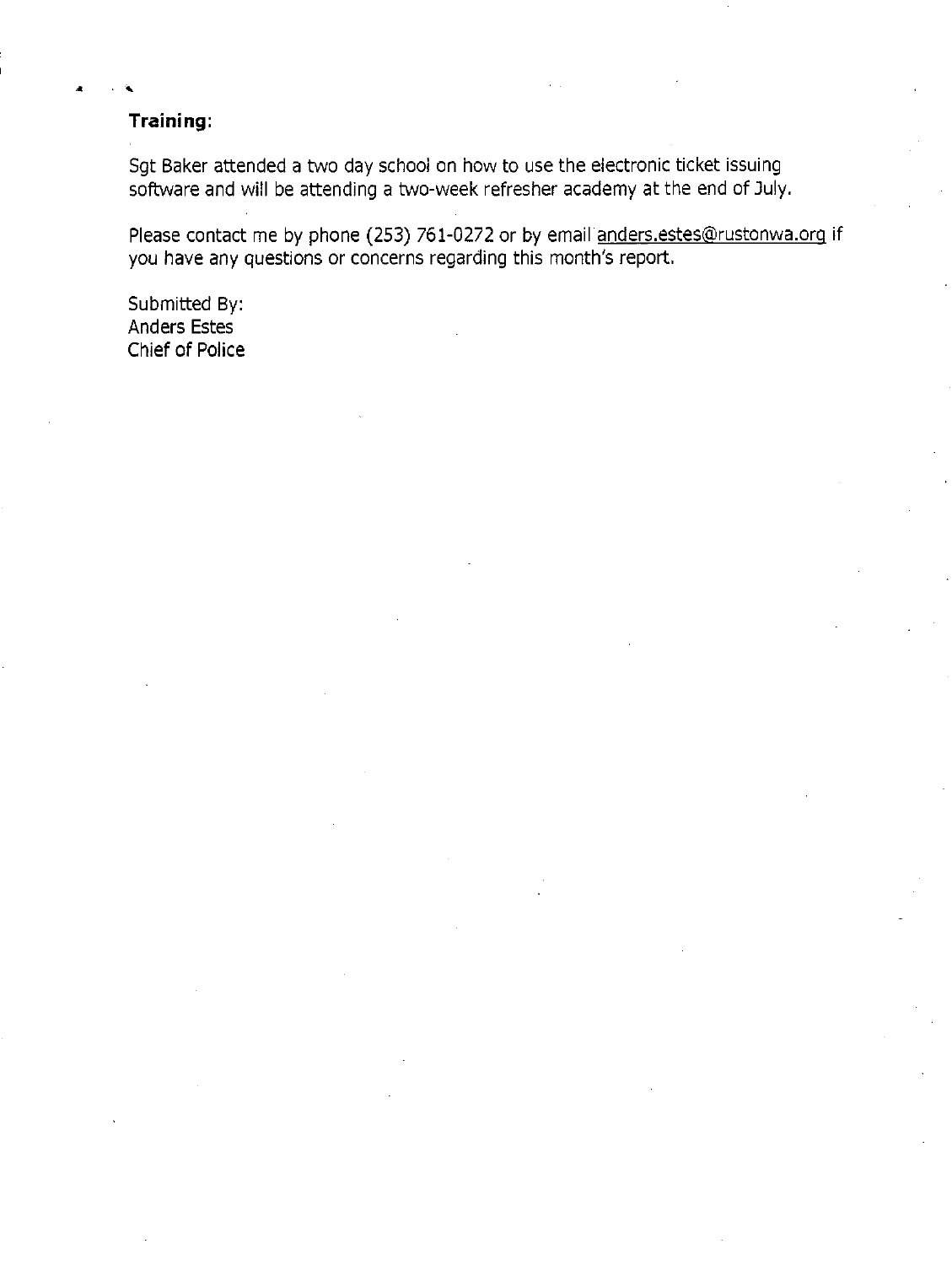**Training:**

Sgt Baker attended a two day school on how to use the electronic ticket issuing software and will be attending a two-week refresher academy at the end of July.

Please contact me by phone (253) 761-0272 or by email anders.estes@rustonwa.org if you have any questions or concerns regarding this month's report.

Submitted By:
Anders Estes
Chief of Police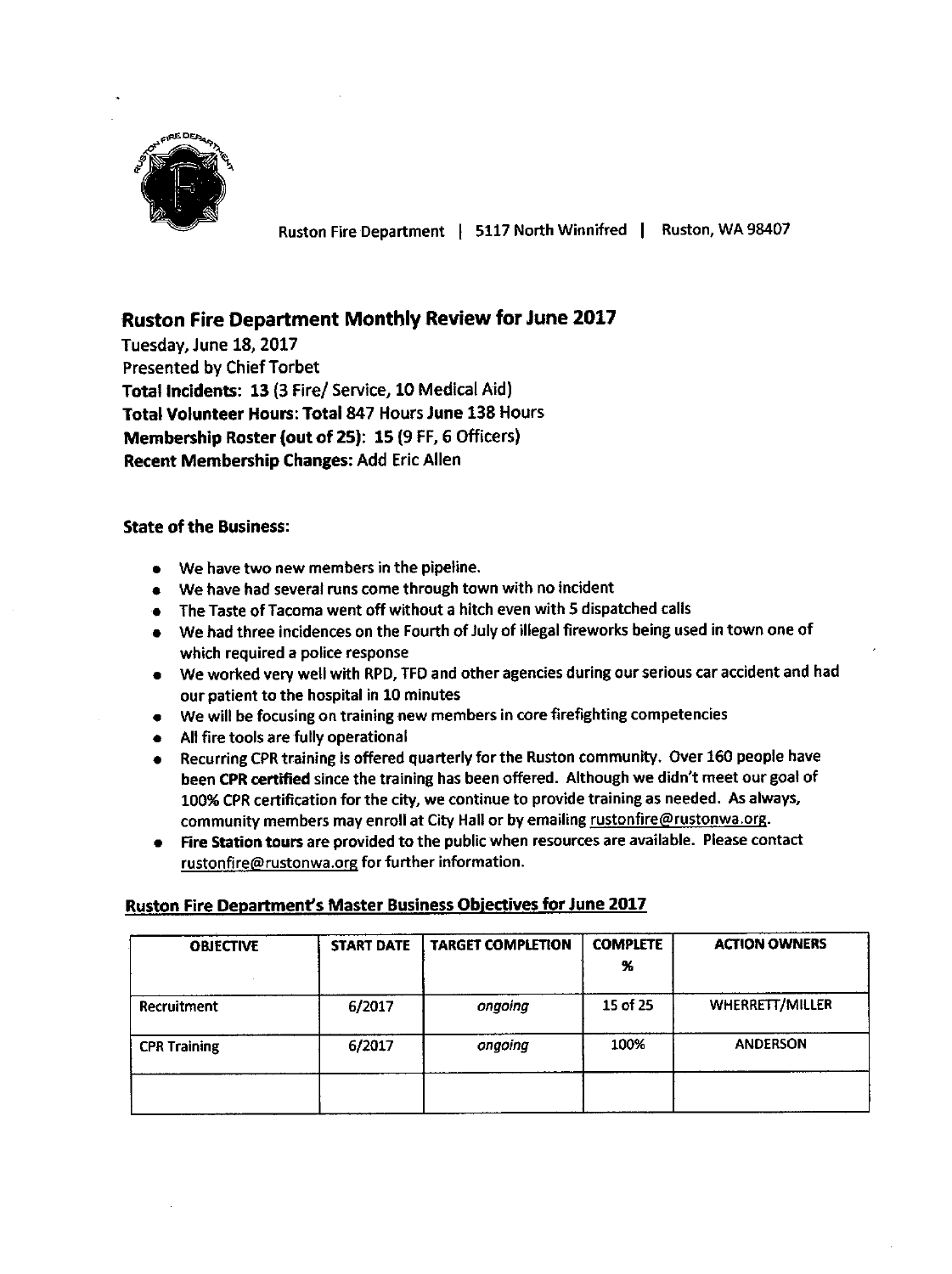Ruston Fire Department | 5117 North Winnifred | Ruston, WA 98407

## Ruston Fire Department Monthly Review for June 2017

Tuesday, June 18, 2017
Presented by Chief Torbet
**Total Incidents: 13** (3 Fire/ Service, 10 Medical Aid)
**Total Volunteer Hours: Total** 847 Hours **June** 138 Hours
**Membership Roster (out of 25): 15** (9 FF, 6 Officers)
**Recent Membership Changes:** Add Eric Allen

### State of the Business:

- We have two new members in the pipeline.
- We have had several runs come through town with no incident
- The Taste of Tacoma went off without a hitch even with 5 dispatched calls
- We had three incidences on the Fourth of July of illegal fireworks being used in town one of which required a police response
- We worked very well with RPD, TFD and other agencies during our serious car accident and had our patient to the hospital in 10 minutes
- We will be focusing on training new members in core firefighting competencies
- All fire tools are fully operational
- Recurring CPR training is offered quarterly for the Ruston community. Over 160 people have been **CPR certified** since the training has been offered. Although we didn't meet our goal of 100% CPR certification for the city, we continue to provide training as needed. As always, community members may enroll at City Hall or by emailing rustonfire@rustonwa.org.
- **Fire Station tours** are provided to the public when resources are available. Please contact rustonfire@rustonwa.org for further information.

### Ruston Fire Department's Master Business Objectives for June 2017

| OBJECTIVE | START DATE | TARGET COMPLETION | COMPLETE % | ACTION OWNERS |
|---|---|---|---|---|
| Recruitment | 6/2017 | *ongoing* | 15 of 25 | WHERRETT/MILLER |
| CPR Training | 6/2017 | *ongoing* | 100% | ANDERSON |
| | | | | |